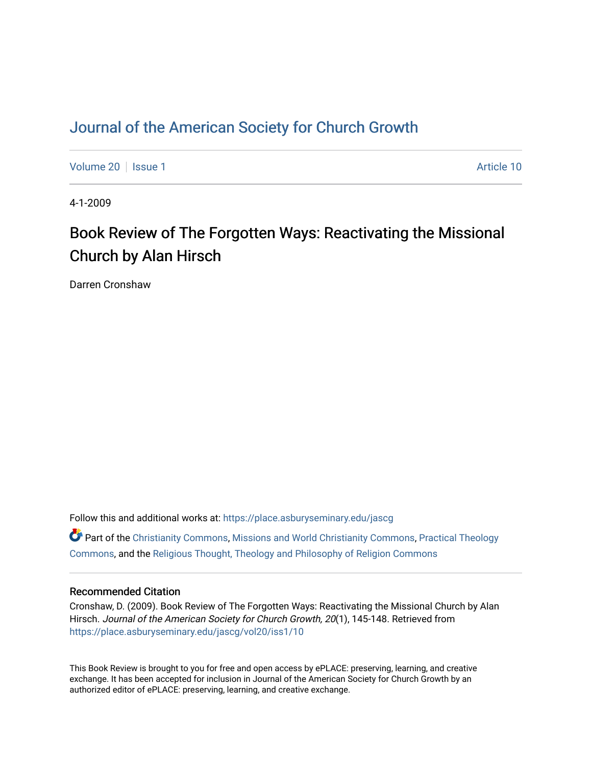# Journal of the American Society for Church Growth

Volume 20 | Issue 1 Article 10

4-1-2009

## Book Review of The Forgotten Ways: Reactivating the Missional Church by Alan Hirsch

Darren Cronshaw

Follow this and additional works at: https://place.asburyseminary.edu/jascg

Part of the Christianity Commons, Missions and World Christianity Commons, Practical Theology Commons, and the Religious Thought, Theology and Philosophy of Religion Commons

### Recommended Citation

Cronshaw, D. (2009). Book Review of The Forgotten Ways: Reactivating the Missional Church by Alan Hirsch. *Journal of the American Society for Church Growth, 20*(1), 145-148. Retrieved from https://place.asburyseminary.edu/jascg/vol20/iss1/10

This Book Review is brought to you for free and open access by ePLACE: preserving, learning, and creative exchange. It has been accepted for inclusion in Journal of the American Society for Church Growth by an authorized editor of ePLACE: preserving, learning, and creative exchange.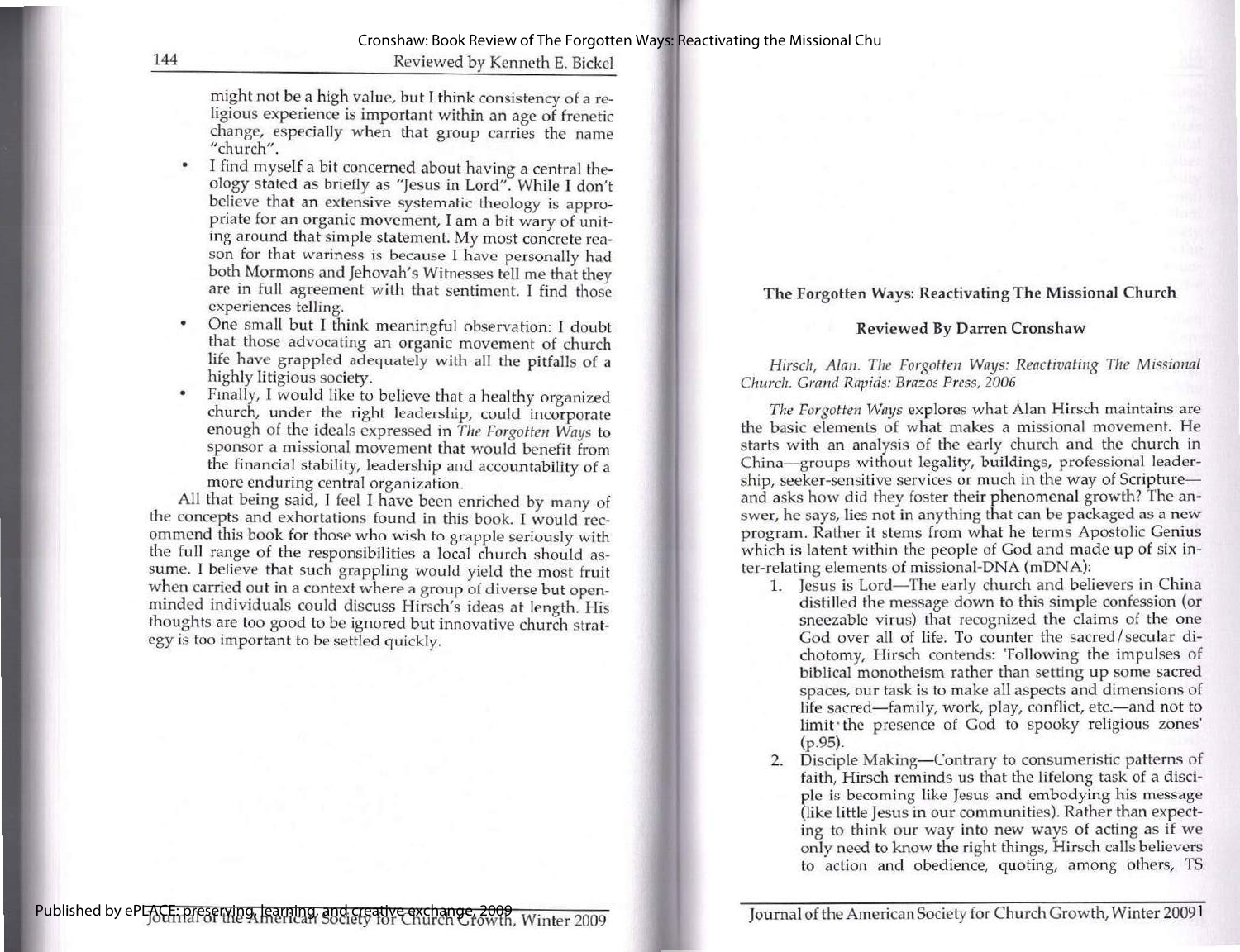might not be a high value, but I think consistency of a religious experience is important within an age of frenetic change, especially when that group carries the name "church".

- I find myself a bit concerned about having a central theology stated as briefly as "Jesus in Lord". While I don't believe that an extensive systematic theology is appropriate for an organic movement, I am a bit wary of uniting around that simple statement. My most concrete reason for that wariness is because I have personally had both Mormons and Jehovah's Witnesses tell me that they are in full agreement with that sentiment. I find those experiences telling.
- One small but I think meaningful observation: I doubt that those advocating an organic movement of church life have grappled adequately with all the pitfalls of a highly litigious society.
- Finally, I would like to believe that a healthy organized church, under the right leadership, could incorporate enough of the ideals expressed in *The Forgotten Ways* to sponsor a missional movement that would benefit from the financial stability, leadership and accountability of a more enduring central organization.

All that being said, I feel I have been enriched by many of the concepts and exhortations found in this book. I would recommend this book for those who wish to grapple seriously with the full range of the responsibilities a local church should assume. I believe that such grappling would yield the most fruit when carried out in a context where a group of diverse but open-minded individuals could discuss Hirsch's ideas at length. His thoughts are too good to be ignored but innovative church strategy is too important to be settled quickly.

## The Forgotten Ways: Reactivating The Missional Church

### Reviewed By Darren Cronshaw

*Hirsch, Alan. The Forgotten Ways: Reactivating The Missional Church. Grand Rapids: Brazos Press, 2006*

*The Forgotten Ways* explores what Alan Hirsch maintains are the basic elements of what makes a missional movement. He starts with an analysis of the early church and the church in China—groups without legality, buildings, professional leadership, seeker-sensitive services or much in the way of Scripture—and asks how did they foster their phenomenal growth? The answer, he says, lies not in anything that can be packaged as a new program. Rather it stems from what he terms Apostolic Genius which is latent within the people of God and made up of six inter-relating elements of missional-DNA (mDNA):

1. Jesus is Lord—The early church and believers in China distilled the message down to this simple confession (or sneezable virus) that recognized the claims of the one God over all of life. To counter the sacred/secular dichotomy, Hirsch contends: 'Following the impulses of biblical monotheism rather than setting up some sacred spaces, our task is to make all aspects and dimensions of life sacred—family, work, play, conflict, etc.—and not to limit the presence of God to spooky religious zones' (p.95).
2. Disciple Making—Contrary to consumeristic patterns of faith, Hirsch reminds us that the lifelong task of a disciple is becoming like Jesus and embodying his message (like little Jesus in our communities). Rather than expecting to think our way into new ways of acting as if we only need to know the right things, Hirsch calls believers to action and obedience, quoting, among others, TS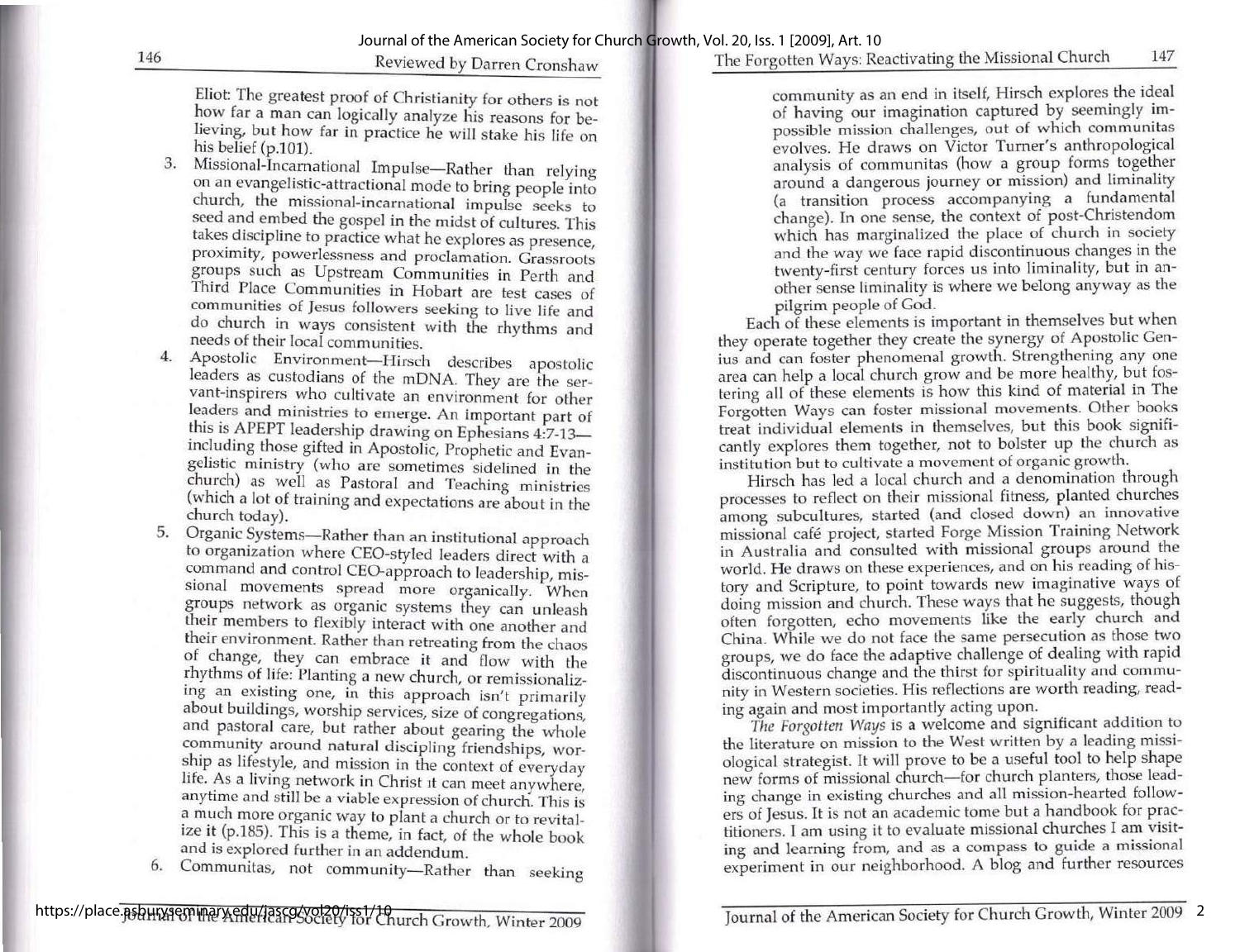Eliot: The greatest proof of Christianity for others is not how far a man can logically analyze his reasons for believing, but how far in practice he will stake his life on his belief (p.101).

3. Missional-Incarnational Impulse—Rather than relying on an evangelistic-attractional mode to bring people into church, the missional-incarnational impulse seeks to seed and embed the gospel in the midst of cultures. This takes discipline to practice what he explores as presence, proximity, powerlessness and proclamation. Grassroots groups such as Upstream Communities in Perth and Third Place Communities in Hobart are test cases of communities of Jesus followers seeking to live life and do church in ways consistent with the rhythms and needs of their local communities.
4. Apostolic Environment—Hirsch describes apostolic leaders as custodians of the mDNA. They are the servant-inspirers who cultivate an environment for other leaders and ministries to emerge. An important part of this is APEPT leadership drawing on Ephesians 4:7-13—including those gifted in Apostolic, Prophetic and Evangelistic ministry (who are sometimes sidelined in the church) as well as Pastoral and Teaching ministries (which a lot of training and expectations are about in the church today).
5. Organic Systems—Rather than an institutional approach to organization where CEO-styled leaders direct with a command and control CEO-approach to leadership, missional movements spread more organically. When groups network as organic systems they can unleash their members to flexibly interact with one another and their environment. Rather than retreating from the chaos of change, they can embrace it and flow with the rhythms of life: Planting a new church, or remissionalizing an existing one, in this approach isn't primarily about buildings, worship services, size of congregations, and pastoral care, but rather about gearing the whole community around natural discipling friendships, worship as lifestyle, and mission in the context of everyday life. As a living network in Christ it can meet anywhere, anytime and still be a viable expression of church. This is a much more organic way to plant a church or to revitalize it (p.185). This is a theme, in fact, of the whole book and is explored further in an addendum.
6. Communitas, not community—Rather than seeking community as an end in itself, Hirsch explores the ideal of having our imagination captured by seemingly impossible mission challenges, out of which communitas evolves. He draws on Victor Turner's anthropological analysis of communitas (how a group forms together around a dangerous journey or mission) and liminality (a transition process accompanying a fundamental change). In one sense, the context of post-Christendom which has marginalized the place of church in society and the way we face rapid discontinuous changes in the twenty-first century forces us into liminality, but in another sense liminality is where we belong anyway as the pilgrim people of God.

Each of these elements is important in themselves but when they operate together they create the synergy of Apostolic Genius and can foster phenomenal growth. Strengthening any one area can help a local church grow and be more healthy, but fostering all of these elements is how this kind of material in The Forgotten Ways can foster missional movements. Other books treat individual elements in themselves, but this book significantly explores them together, not to bolster up the church as institution but to cultivate a movement of organic growth.

Hirsch has led a local church and a denomination through processes to reflect on their missional fitness, planted churches among subcultures, started (and closed down) an innovative missional café project, started Forge Mission Training Network in Australia and consulted with missional groups around the world. He draws on these experiences, and on his reading of history and Scripture, to point towards new imaginative ways of doing mission and church. These ways that he suggests, though often forgotten, echo movements like the early church and China. While we do not face the same persecution as those two groups, we do face the adaptive challenge of dealing with rapid discontinuous change and the thirst for spirituality and community in Western societies. His reflections are worth reading, reading again and most importantly acting upon.

*The Forgotten Ways* is a welcome and significant addition to the literature on mission to the West written by a leading missiological strategist. It will prove to be a useful tool to help shape new forms of missional church—for church planters, those leading change in existing churches and all mission-hearted followers of Jesus. It is not an academic tome but a handbook for practitioners. I am using it to evaluate missional churches I am visiting and learning from, and as a compass to guide a missional experiment in our neighborhood. A blog and further resources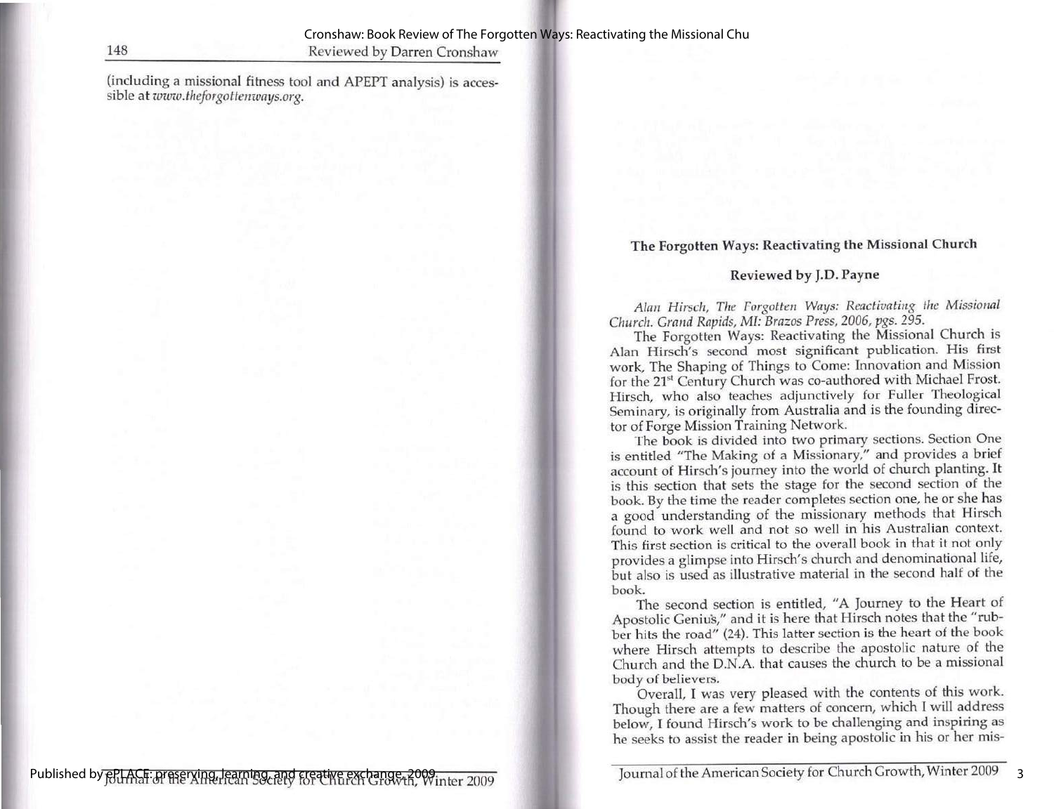(including a missional fitness tool and APEPT analysis) is accessible at *www.theforgottenways.org*.

## The Forgotten Ways: Reactivating the Missional Church

### Reviewed by J.D. Payne

*Alan Hirsch, The Forgotten Ways: Reactivating the Missional Church. Grand Rapids, MI: Brazos Press, 2006, pgs. 295.*

The Forgotten Ways: Reactivating the Missional Church is Alan Hirsch's second most significant publication. His first work, The Shaping of Things to Come: Innovation and Mission for the 21st Century Church was co-authored with Michael Frost. Hirsch, who also teaches adjunctively for Fuller Theological Seminary, is originally from Australia and is the founding director of Forge Mission Training Network.

The book is divided into two primary sections. Section One is entitled "The Making of a Missionary," and provides a brief account of Hirsch's journey into the world of church planting. It is this section that sets the stage for the second section of the book. By the time the reader completes section one, he or she has a good understanding of the missionary methods that Hirsch found to work well and not so well in his Australian context. This first section is critical to the overall book in that it not only provides a glimpse into Hirsch's church and denominational life, but also is used as illustrative material in the second half of the book.

The second section is entitled, "A Journey to the Heart of Apostolic Genius," and it is here that Hirsch notes that the "rubber hits the road" (24). This latter section is the heart of the book where Hirsch attempts to describe the apostolic nature of the Church and the D.N.A. that causes the church to be a missional body of believers.

Overall, I was very pleased with the contents of this work. Though there are a few matters of concern, which I will address below, I found Hirsch's work to be challenging and inspiring as he seeks to assist the reader in being apostolic in his or her mis-